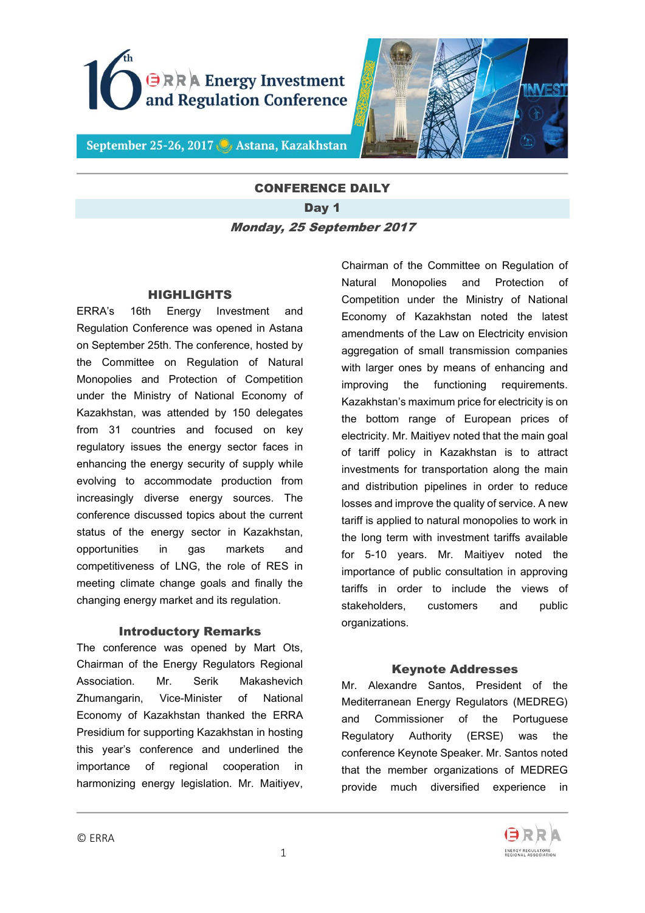# 16th ERRA Energy Investment and Regulation Conference

September 25-26, 2017 Astana, Kazakhstan

## CONFERENCE DAILY

### Day 1

***Monday, 25 September 2017***

### HIGHLIGHTS

ERRA's 16th Energy Investment and Regulation Conference was opened in Astana on September 25th. The conference, hosted by the Committee on Regulation of Natural Monopolies and Protection of Competition under the Ministry of National Economy of Kazakhstan, was attended by 150 delegates from 31 countries and focused on key regulatory issues the energy sector faces in enhancing the energy security of supply while evolving to accommodate production from increasingly diverse energy sources. The conference discussed topics about the current status of the energy sector in Kazakhstan, opportunities in gas markets and competitiveness of LNG, the role of RES in meeting climate change goals and finally the changing energy market and its regulation.

### Introductory Remarks

The conference was opened by Mart Ots, Chairman of the Energy Regulators Regional Association. Mr. Serik Makashevich Zhumangarin, Vice-Minister of National Economy of Kazakhstan thanked the ERRA Presidium for supporting Kazakhstan in hosting this year's conference and underlined the importance of regional cooperation in harmonizing energy legislation. Mr. Maitiyev, Chairman of the Committee on Regulation of Natural Monopolies and Protection of Competition under the Ministry of National Economy of Kazakhstan noted the latest amendments of the Law on Electricity envision aggregation of small transmission companies with larger ones by means of enhancing and improving the functioning requirements. Kazakhstan's maximum price for electricity is on the bottom range of European prices of electricity. Mr. Maitiyev noted that the main goal of tariff policy in Kazakhstan is to attract investments for transportation along the main and distribution pipelines in order to reduce losses and improve the quality of service. A new tariff is applied to natural monopolies to work in the long term with investment tariffs available for 5-10 years. Mr. Maitiyev noted the importance of public consultation in approving tariffs in order to include the views of stakeholders, customers and public organizations.

### Keynote Addresses

Mr. Alexandre Santos, President of the Mediterranean Energy Regulators (MEDREG) and Commissioner of the Portuguese Regulatory Authority (ERSE) was the conference Keynote Speaker. Mr. Santos noted that the member organizations of MEDREG provide much diversified experience in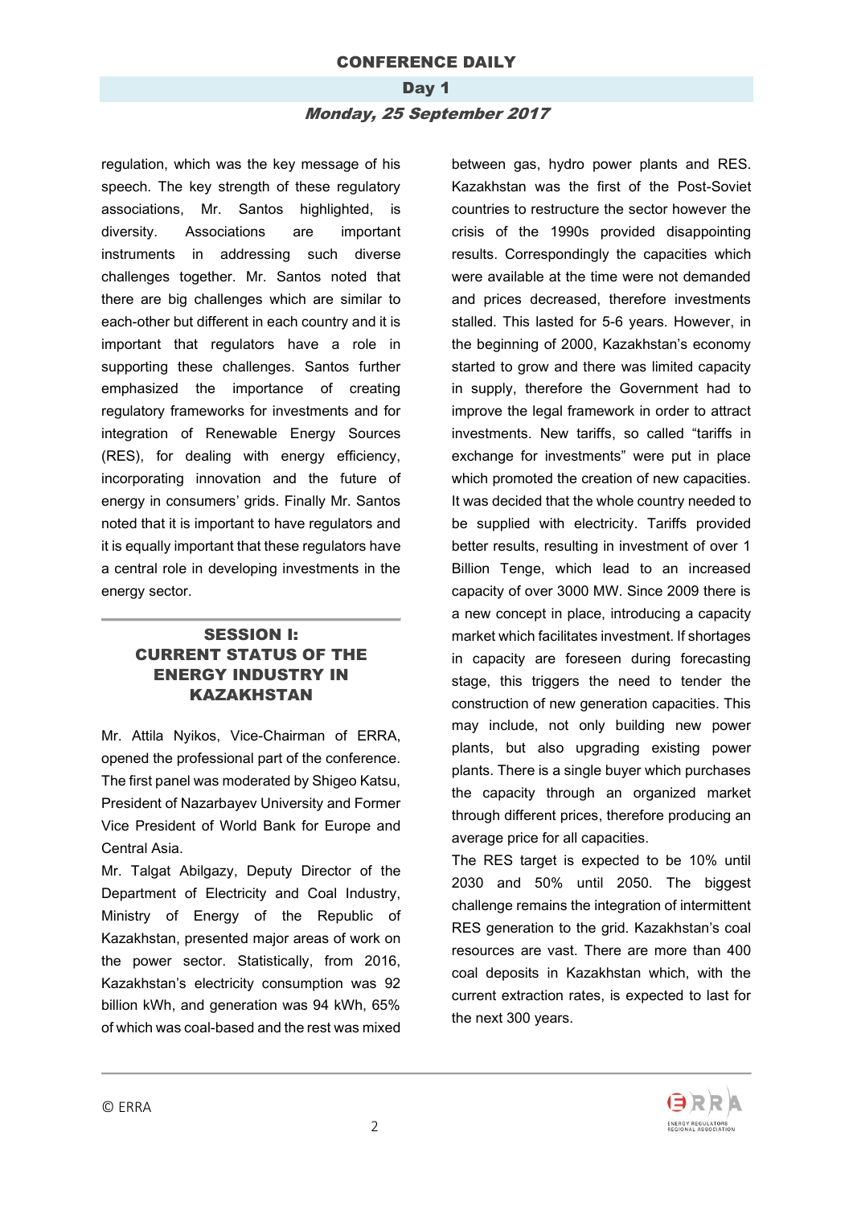regulation, which was the key message of his speech. The key strength of these regulatory associations, Mr. Santos highlighted, is diversity. Associations are important instruments in addressing such diverse challenges together. Mr. Santos noted that there are big challenges which are similar to each-other but different in each country and it is important that regulators have a role in supporting these challenges. Santos further emphasized the importance of creating regulatory frameworks for investments and for integration of Renewable Energy Sources (RES), for dealing with energy efficiency, incorporating innovation and the future of energy in consumers' grids. Finally Mr. Santos noted that it is important to have regulators and it is equally important that these regulators have a central role in developing investments in the energy sector.

## SESSION I: CURRENT STATUS OF THE ENERGY INDUSTRY IN KAZAKHSTAN

Mr. Attila Nyikos, Vice-Chairman of ERRA, opened the professional part of the conference. The first panel was moderated by Shigeo Katsu, President of Nazarbayev University and Former Vice President of World Bank for Europe and Central Asia.

Mr. Talgat Abilgazy, Deputy Director of the Department of Electricity and Coal Industry, Ministry of Energy of the Republic of Kazakhstan, presented major areas of work on the power sector. Statistically, from 2016, Kazakhstan's electricity consumption was 92 billion kWh, and generation was 94 kWh, 65% of which was coal-based and the rest was mixed between gas, hydro power plants and RES. Kazakhstan was the first of the Post-Soviet countries to restructure the sector however the crisis of the 1990s provided disappointing results. Correspondingly the capacities which were available at the time were not demanded and prices decreased, therefore investments stalled. This lasted for 5-6 years. However, in the beginning of 2000, Kazakhstan's economy started to grow and there was limited capacity in supply, therefore the Government had to improve the legal framework in order to attract investments. New tariffs, so called "tariffs in exchange for investments" were put in place which promoted the creation of new capacities. It was decided that the whole country needed to be supplied with electricity. Tariffs provided better results, resulting in investment of over 1 Billion Tenge, which lead to an increased capacity of over 3000 MW. Since 2009 there is a new concept in place, introducing a capacity market which facilitates investment. If shortages in capacity are foreseen during forecasting stage, this triggers the need to tender the construction of new generation capacities. This may include, not only building new power plants, but also upgrading existing power plants. There is a single buyer which purchases the capacity through an organized market through different prices, therefore producing an average price for all capacities.

The RES target is expected to be 10% until 2030 and 50% until 2050. The biggest challenge remains the integration of intermittent RES generation to the grid. Kazakhstan's coal resources are vast. There are more than 400 coal deposits in Kazakhstan which, with the current extraction rates, is expected to last for the next 300 years.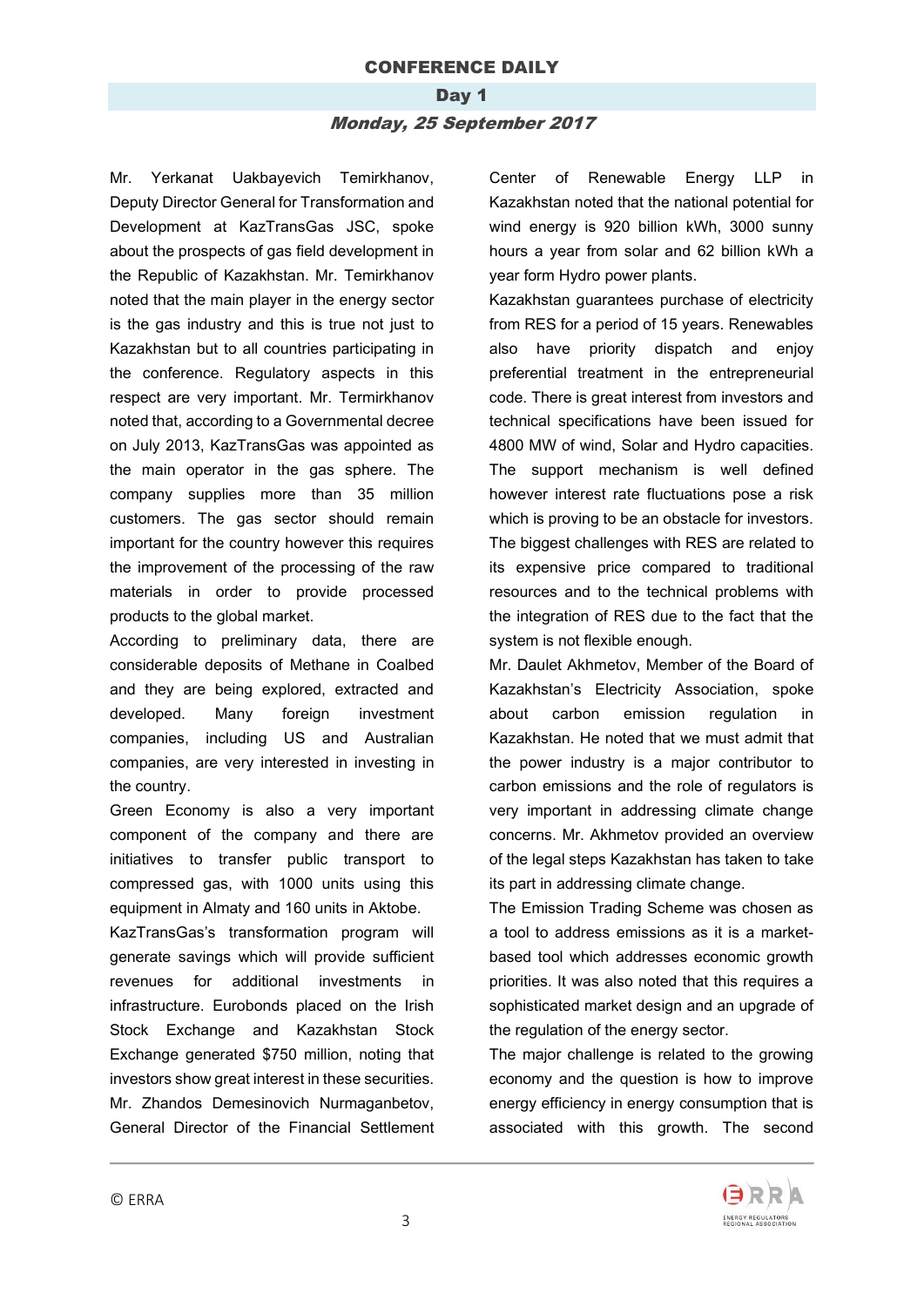Mr. Yerkanat Uakbayevich Temirkhanov, Deputy Director General for Transformation and Development at KazTransGas JSC, spoke about the prospects of gas field development in the Republic of Kazakhstan. Mr. Temirkhanov noted that the main player in the energy sector is the gas industry and this is true not just to Kazakhstan but to all countries participating in the conference. Regulatory aspects in this respect are very important. Mr. Termirkhanov noted that, according to a Governmental decree on July 2013, KazTransGas was appointed as the main operator in the gas sphere. The company supplies more than 35 million customers. The gas sector should remain important for the country however this requires the improvement of the processing of the raw materials in order to provide processed products to the global market.

According to preliminary data, there are considerable deposits of Methane in Coalbed and they are being explored, extracted and developed. Many foreign investment companies, including US and Australian companies, are very interested in investing in the country.

Green Economy is also a very important component of the company and there are initiatives to transfer public transport to compressed gas, with 1000 units using this equipment in Almaty and 160 units in Aktobe.

KazTransGas's transformation program will generate savings which will provide sufficient revenues for additional investments in infrastructure. Eurobonds placed on the Irish Stock Exchange and Kazakhstan Stock Exchange generated $750 million, noting that investors show great interest in these securities.

Mr. Zhandos Demesinovich Nurmaganbetov, General Director of the Financial Settlement Center of Renewable Energy LLP in Kazakhstan noted that the national potential for wind energy is 920 billion kWh, 3000 sunny hours a year from solar and 62 billion kWh a year form Hydro power plants.

Kazakhstan guarantees purchase of electricity from RES for a period of 15 years. Renewables also have priority dispatch and enjoy preferential treatment in the entrepreneurial code. There is great interest from investors and technical specifications have been issued for 4800 MW of wind, Solar and Hydro capacities. The support mechanism is well defined however interest rate fluctuations pose a risk which is proving to be an obstacle for investors. The biggest challenges with RES are related to its expensive price compared to traditional resources and to the technical problems with the integration of RES due to the fact that the system is not flexible enough.

Mr. Daulet Akhmetov, Member of the Board of Kazakhstan's Electricity Association, spoke about carbon emission regulation in Kazakhstan. He noted that we must admit that the power industry is a major contributor to carbon emissions and the role of regulators is very important in addressing climate change concerns. Mr. Akhmetov provided an overview of the legal steps Kazakhstan has taken to take its part in addressing climate change.

The Emission Trading Scheme was chosen as a tool to address emissions as it is a market-based tool which addresses economic growth priorities. It was also noted that this requires a sophisticated market design and an upgrade of the regulation of the energy sector.

The major challenge is related to the growing economy and the question is how to improve energy efficiency in energy consumption that is associated with this growth. The second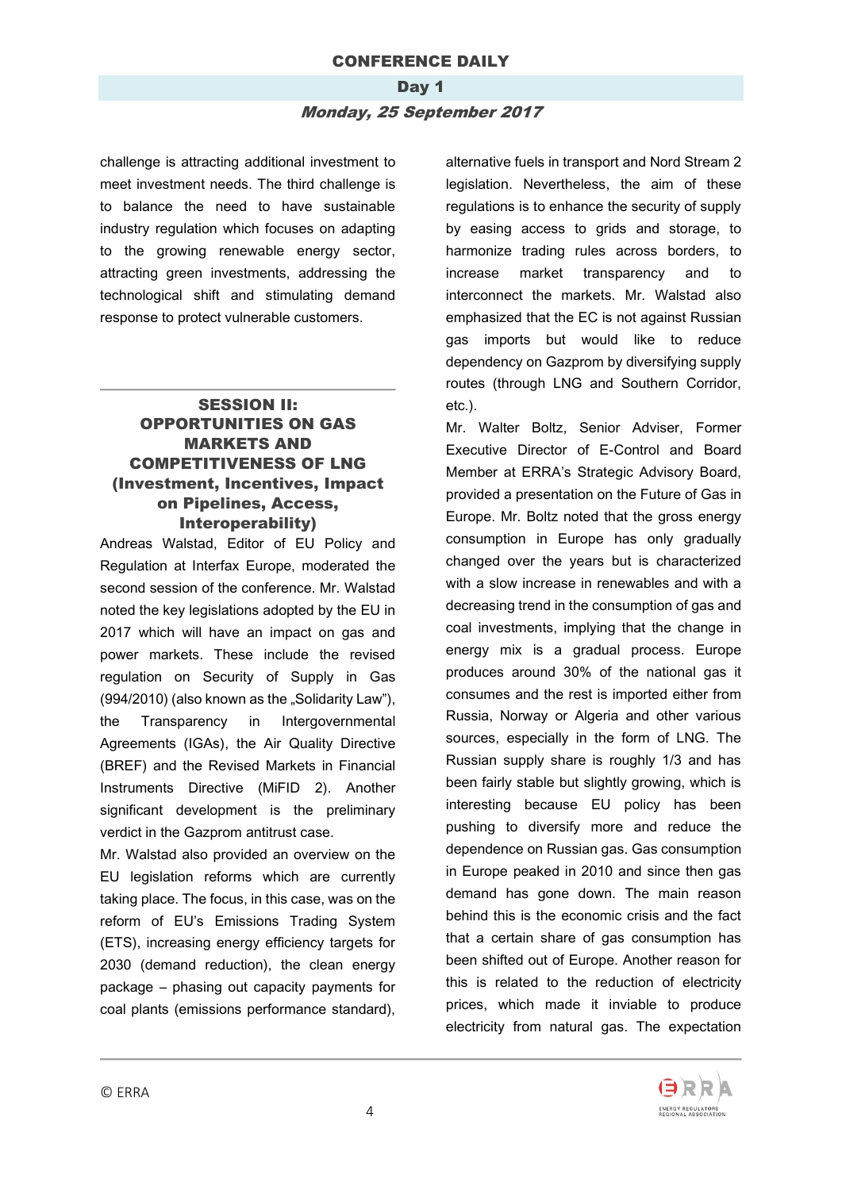challenge is attracting additional investment to meet investment needs. The third challenge is to balance the need to have sustainable industry regulation which focuses on adapting to the growing renewable energy sector, attracting green investments, addressing the technological shift and stimulating demand response to protect vulnerable customers.

## SESSION II: OPPORTUNITIES ON GAS MARKETS AND COMPETITIVENESS OF LNG (Investment, Incentives, Impact on Pipelines, Access, Interoperability)

Andreas Walstad, Editor of EU Policy and Regulation at Interfax Europe, moderated the second session of the conference. Mr. Walstad noted the key legislations adopted by the EU in 2017 which will have an impact on gas and power markets. These include the revised regulation on Security of Supply in Gas (994/2010) (also known as the „Solidarity Law"), the Transparency in Intergovernmental Agreements (IGAs), the Air Quality Directive (BREF) and the Revised Markets in Financial Instruments Directive (MiFID 2). Another significant development is the preliminary verdict in the Gazprom antitrust case.

Mr. Walstad also provided an overview on the EU legislation reforms which are currently taking place. The focus, in this case, was on the reform of EU's Emissions Trading System (ETS), increasing energy efficiency targets for 2030 (demand reduction), the clean energy package – phasing out capacity payments for coal plants (emissions performance standard), alternative fuels in transport and Nord Stream 2 legislation. Nevertheless, the aim of these regulations is to enhance the security of supply by easing access to grids and storage, to harmonize trading rules across borders, to increase market transparency and to interconnect the markets. Mr. Walstad also emphasized that the EC is not against Russian gas imports but would like to reduce dependency on Gazprom by diversifying supply routes (through LNG and Southern Corridor, etc.).

Mr. Walter Boltz, Senior Adviser, Former Executive Director of E-Control and Board Member at ERRA's Strategic Advisory Board, provided a presentation on the Future of Gas in Europe. Mr. Boltz noted that the gross energy consumption in Europe has only gradually changed over the years but is characterized with a slow increase in renewables and with a decreasing trend in the consumption of gas and coal investments, implying that the change in energy mix is a gradual process. Europe produces around 30% of the national gas it consumes and the rest is imported either from Russia, Norway or Algeria and other various sources, especially in the form of LNG. The Russian supply share is roughly 1/3 and has been fairly stable but slightly growing, which is interesting because EU policy has been pushing to diversify more and reduce the dependence on Russian gas. Gas consumption in Europe peaked in 2010 and since then gas demand has gone down. The main reason behind this is the economic crisis and the fact that a certain share of gas consumption has been shifted out of Europe. Another reason for this is related to the reduction of electricity prices, which made it inviable to produce electricity from natural gas. The expectation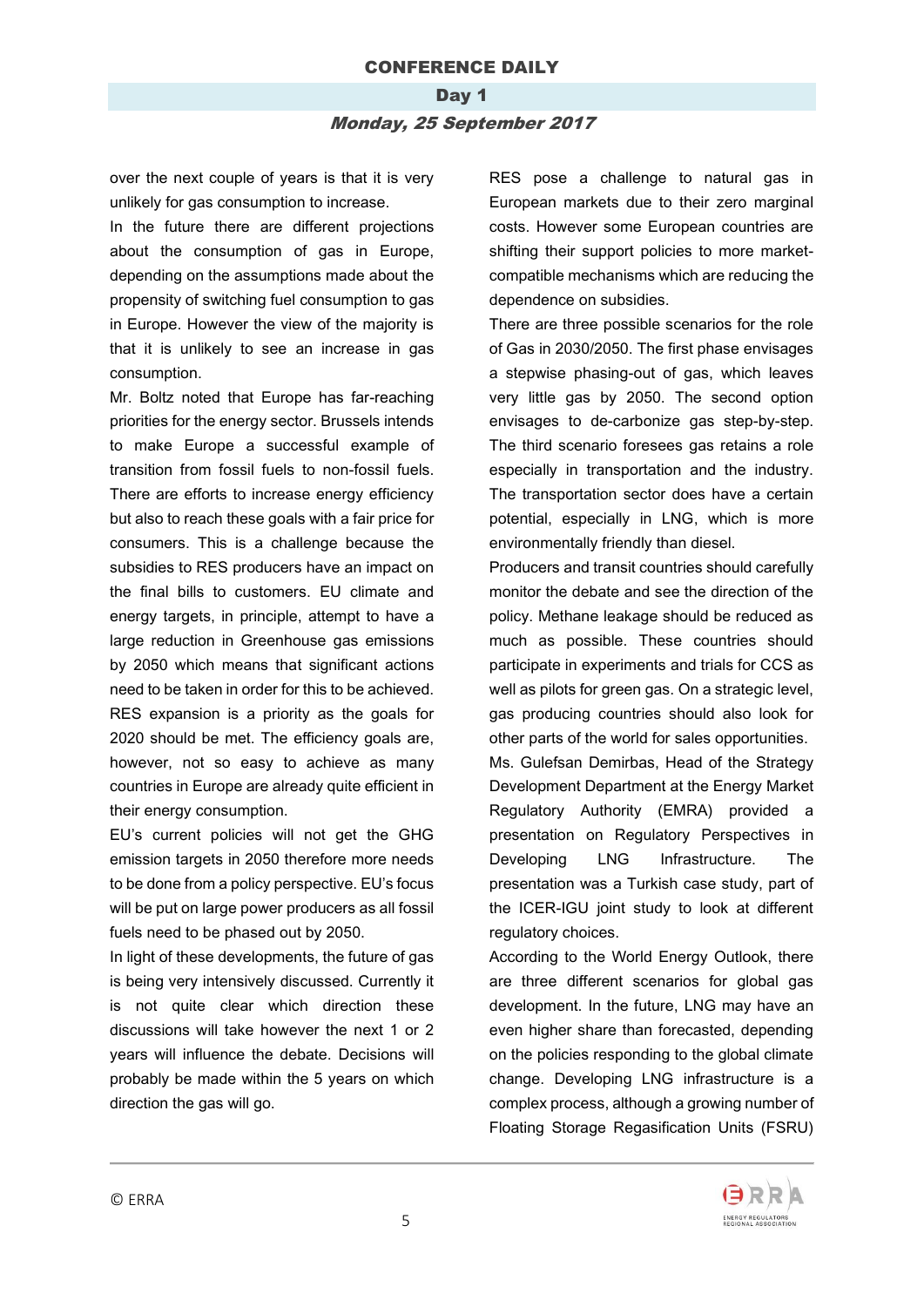over the next couple of years is that it is very unlikely for gas consumption to increase.

In the future there are different projections about the consumption of gas in Europe, depending on the assumptions made about the propensity of switching fuel consumption to gas in Europe. However the view of the majority is that it is unlikely to see an increase in gas consumption.

Mr. Boltz noted that Europe has far-reaching priorities for the energy sector. Brussels intends to make Europe a successful example of transition from fossil fuels to non-fossil fuels. There are efforts to increase energy efficiency but also to reach these goals with a fair price for consumers. This is a challenge because the subsidies to RES producers have an impact on the final bills to customers. EU climate and energy targets, in principle, attempt to have a large reduction in Greenhouse gas emissions by 2050 which means that significant actions need to be taken in order for this to be achieved. RES expansion is a priority as the goals for 2020 should be met. The efficiency goals are, however, not so easy to achieve as many countries in Europe are already quite efficient in their energy consumption.

EU's current policies will not get the GHG emission targets in 2050 therefore more needs to be done from a policy perspective. EU's focus will be put on large power producers as all fossil fuels need to be phased out by 2050.

In light of these developments, the future of gas is being very intensively discussed. Currently it is not quite clear which direction these discussions will take however the next 1 or 2 years will influence the debate. Decisions will probably be made within the 5 years on which direction the gas will go.

RES pose a challenge to natural gas in European markets due to their zero marginal costs. However some European countries are shifting their support policies to more market-compatible mechanisms which are reducing the dependence on subsidies.

There are three possible scenarios for the role of Gas in 2030/2050. The first phase envisages a stepwise phasing-out of gas, which leaves very little gas by 2050. The second option envisages to de-carbonize gas step-by-step. The third scenario foresees gas retains a role especially in transportation and the industry. The transportation sector does have a certain potential, especially in LNG, which is more environmentally friendly than diesel.

Producers and transit countries should carefully monitor the debate and see the direction of the policy. Methane leakage should be reduced as much as possible. These countries should participate in experiments and trials for CCS as well as pilots for green gas. On a strategic level, gas producing countries should also look for other parts of the world for sales opportunities.

Ms. Gulefsan Demirbas, Head of the Strategy Development Department at the Energy Market Regulatory Authority (EMRA) provided a presentation on Regulatory Perspectives in Developing LNG Infrastructure. The presentation was a Turkish case study, part of the ICER-IGU joint study to look at different regulatory choices.

According to the World Energy Outlook, there are three different scenarios for global gas development. In the future, LNG may have an even higher share than forecasted, depending on the policies responding to the global climate change. Developing LNG infrastructure is a complex process, although a growing number of Floating Storage Regasification Units (FSRU)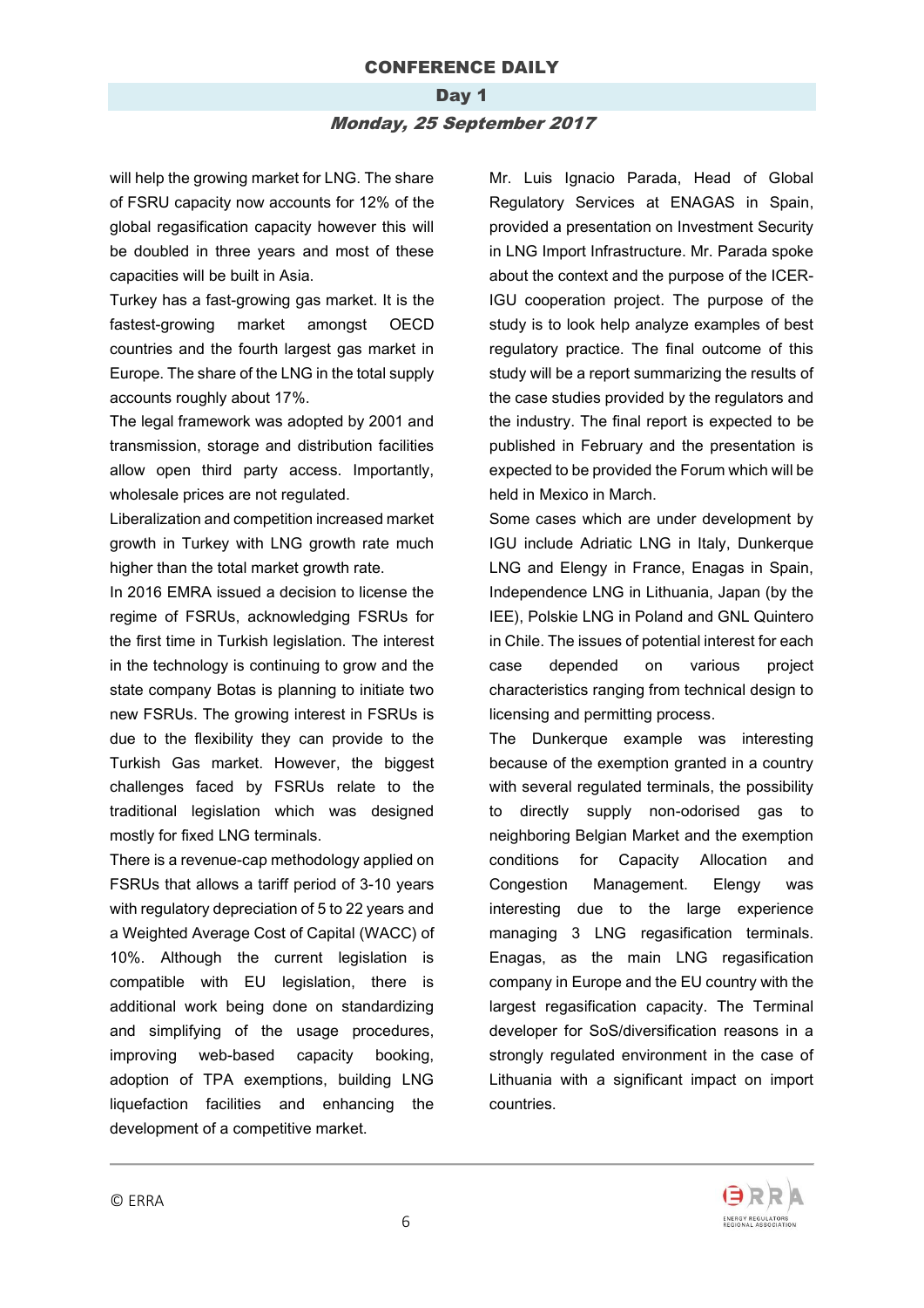will help the growing market for LNG. The share of FSRU capacity now accounts for 12% of the global regasification capacity however this will be doubled in three years and most of these capacities will be built in Asia.

Turkey has a fast-growing gas market. It is the fastest-growing market amongst OECD countries and the fourth largest gas market in Europe. The share of the LNG in the total supply accounts roughly about 17%.

The legal framework was adopted by 2001 and transmission, storage and distribution facilities allow open third party access. Importantly, wholesale prices are not regulated.

Liberalization and competition increased market growth in Turkey with LNG growth rate much higher than the total market growth rate.

In 2016 EMRA issued a decision to license the regime of FSRUs, acknowledging FSRUs for the first time in Turkish legislation. The interest in the technology is continuing to grow and the state company Botas is planning to initiate two new FSRUs. The growing interest in FSRUs is due to the flexibility they can provide to the Turkish Gas market. However, the biggest challenges faced by FSRUs relate to the traditional legislation which was designed mostly for fixed LNG terminals.

There is a revenue-cap methodology applied on FSRUs that allows a tariff period of 3-10 years with regulatory depreciation of 5 to 22 years and a Weighted Average Cost of Capital (WACC) of 10%. Although the current legislation is compatible with EU legislation, there is additional work being done on standardizing and simplifying of the usage procedures, improving web-based capacity booking, adoption of TPA exemptions, building LNG liquefaction facilities and enhancing the development of a competitive market.

Mr. Luis Ignacio Parada, Head of Global Regulatory Services at ENAGAS in Spain, provided a presentation on Investment Security in LNG Import Infrastructure. Mr. Parada spoke about the context and the purpose of the ICER-IGU cooperation project. The purpose of the study is to look help analyze examples of best regulatory practice. The final outcome of this study will be a report summarizing the results of the case studies provided by the regulators and the industry. The final report is expected to be published in February and the presentation is expected to be provided the Forum which will be held in Mexico in March.

Some cases which are under development by IGU include Adriatic LNG in Italy, Dunkerque LNG and Elengy in France, Enagas in Spain, Independence LNG in Lithuania, Japan (by the IEE), Polskie LNG in Poland and GNL Quintero in Chile. The issues of potential interest for each case depended on various project characteristics ranging from technical design to licensing and permitting process.

The Dunkerque example was interesting because of the exemption granted in a country with several regulated terminals, the possibility to directly supply non-odorised gas to neighboring Belgian Market and the exemption conditions for Capacity Allocation and Congestion Management. Elengy was interesting due to the large experience managing 3 LNG regasification terminals. Enagas, as the main LNG regasification company in Europe and the EU country with the largest regasification capacity. The Terminal developer for SoS/diversification reasons in a strongly regulated environment in the case of Lithuania with a significant impact on import countries.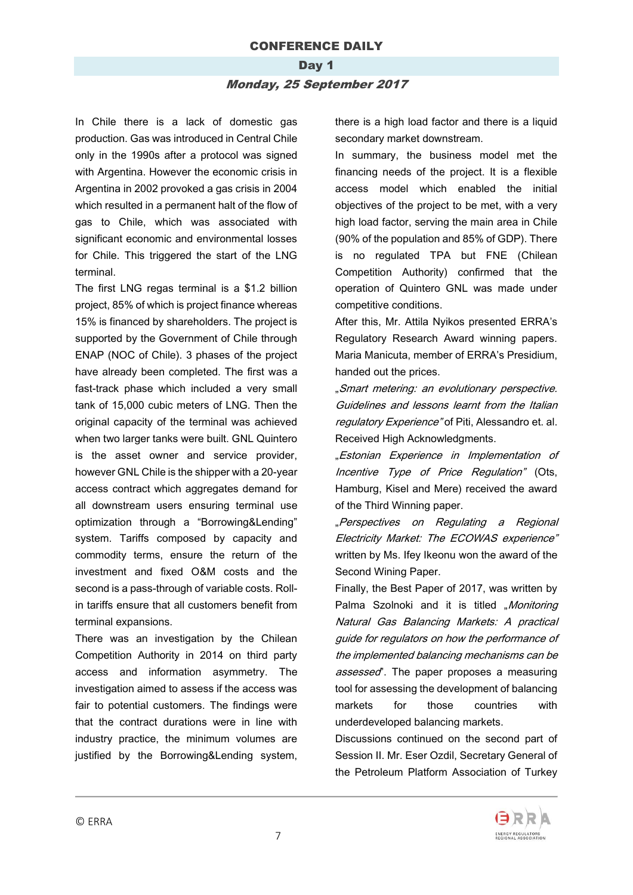In Chile there is a lack of domestic gas production. Gas was introduced in Central Chile only in the 1990s after a protocol was signed with Argentina. However the economic crisis in Argentina in 2002 provoked a gas crisis in 2004 which resulted in a permanent halt of the flow of gas to Chile, which was associated with significant economic and environmental losses for Chile. This triggered the start of the LNG terminal.

The first LNG regas terminal is a $1.2 billion project, 85% of which is project finance whereas 15% is financed by shareholders. The project is supported by the Government of Chile through ENAP (NOC of Chile). 3 phases of the project have already been completed. The first was a fast-track phase which included a very small tank of 15,000 cubic meters of LNG. Then the original capacity of the terminal was achieved when two larger tanks were built. GNL Quintero is the asset owner and service provider, however GNL Chile is the shipper with a 20-year access contract which aggregates demand for all downstream users ensuring terminal use optimization through a "Borrowing&Lending" system. Tariffs composed by capacity and commodity terms, ensure the return of the investment and fixed O&M costs and the second is a pass-through of variable costs. Roll-in tariffs ensure that all customers benefit from terminal expansions.

There was an investigation by the Chilean Competition Authority in 2014 on third party access and information asymmetry. The investigation aimed to assess if the access was fair to potential customers. The findings were that the contract durations were in line with industry practice, the minimum volumes are justified by the Borrowing&Lending system, there is a high load factor and there is a liquid secondary market downstream.

In summary, the business model met the financing needs of the project. It is a flexible access model which enabled the initial objectives of the project to be met, with a very high load factor, serving the main area in Chile (90% of the population and 85% of GDP). There is no regulated TPA but FNE (Chilean Competition Authority) confirmed that the operation of Quintero GNL was made under competitive conditions.

After this, Mr. Attila Nyikos presented ERRA's Regulatory Research Award winning papers. Maria Manicuta, member of ERRA's Presidium, handed out the prices.

„*Smart metering: an evolutionary perspective. Guidelines and lessons learnt from the Italian regulatory Experience*" of Piti, Alessandro et. al. Received High Acknowledgments.

„*Estonian Experience in Implementation of Incentive Type of Price Regulation*" (Ots, Hamburg, Kisel and Mere) received the award of the Third Winning paper.

„*Perspectives on Regulating a Regional Electricity Market: The ECOWAS experience*" written by Ms. Ifey Ikeonu won the award of the Second Wining Paper.

Finally, the Best Paper of 2017, was written by Palma Szolnoki and it is titled „*Monitoring Natural Gas Balancing Markets: A practical guide for regulators on how the performance of the implemented balancing mechanisms can be assessed*". The paper proposes a measuring tool for assessing the development of balancing markets for those countries with underdeveloped balancing markets.

Discussions continued on the second part of Session II. Mr. Eser Ozdil, Secretary General of the Petroleum Platform Association of Turkey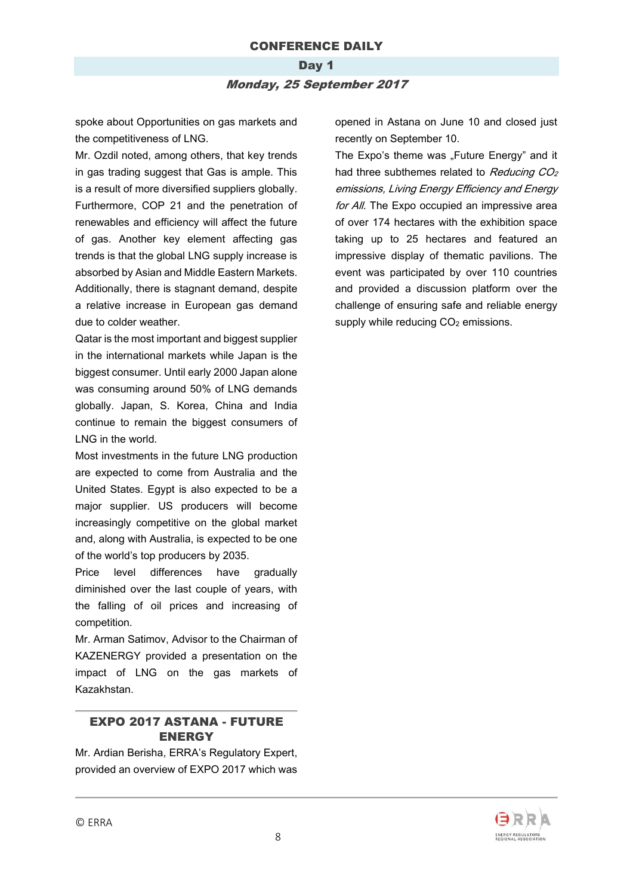spoke about Opportunities on gas markets and the competitiveness of LNG.

Mr. Ozdil noted, among others, that key trends in gas trading suggest that Gas is ample. This is a result of more diversified suppliers globally. Furthermore, COP 21 and the penetration of renewables and efficiency will affect the future of gas. Another key element affecting gas trends is that the global LNG supply increase is absorbed by Asian and Middle Eastern Markets. Additionally, there is stagnant demand, despite a relative increase in European gas demand due to colder weather.

Qatar is the most important and biggest supplier in the international markets while Japan is the biggest consumer. Until early 2000 Japan alone was consuming around 50% of LNG demands globally. Japan, S. Korea, China and India continue to remain the biggest consumers of LNG in the world.

Most investments in the future LNG production are expected to come from Australia and the United States. Egypt is also expected to be a major supplier. US producers will become increasingly competitive on the global market and, along with Australia, is expected to be one of the world's top producers by 2035.

Price level differences have gradually diminished over the last couple of years, with the falling of oil prices and increasing of competition.

Mr. Arman Satimov, Advisor to the Chairman of KAZENERGY provided a presentation on the impact of LNG on the gas markets of Kazakhstan.

## EXPO 2017 ASTANA - FUTURE ENERGY

Mr. Ardian Berisha, ERRA's Regulatory Expert, provided an overview of EXPO 2017 which was opened in Astana on June 10 and closed just recently on September 10.

The Expo's theme was „Future Energy" and it had three subthemes related to *Reducing $CO_2$ emissions, Living Energy Efficiency and Energy for All.* The Expo occupied an impressive area of over 174 hectares with the exhibition space taking up to 25 hectares and featured an impressive display of thematic pavilions. The event was participated by over 110 countries and provided a discussion platform over the challenge of ensuring safe and reliable energy supply while reducing $CO_2$ emissions.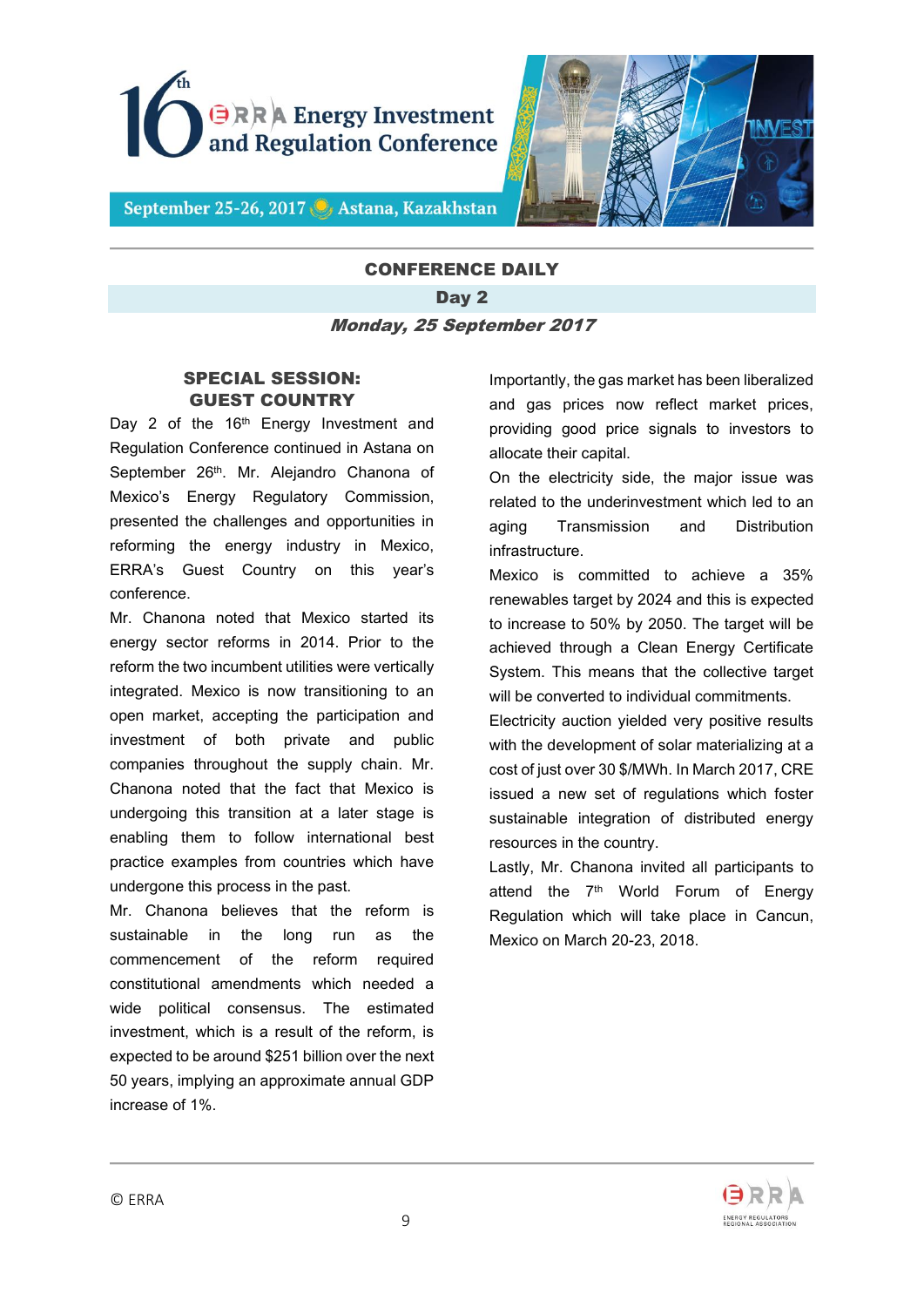## CONFERENCE DAILY

**Day 2**

***Monday, 25 September 2017***

### SPECIAL SESSION: GUEST COUNTRY

Day 2 of the 16th Energy Investment and Regulation Conference continued in Astana on September 26th. Mr. Alejandro Chanona of Mexico's Energy Regulatory Commission, presented the challenges and opportunities in reforming the energy industry in Mexico, ERRA's Guest Country on this year's conference.

Mr. Chanona noted that Mexico started its energy sector reforms in 2014. Prior to the reform the two incumbent utilities were vertically integrated. Mexico is now transitioning to an open market, accepting the participation and investment of both private and public companies throughout the supply chain. Mr. Chanona noted that the fact that Mexico is undergoing this transition at a later stage is enabling them to follow international best practice examples from countries which have undergone this process in the past.

Mr. Chanona believes that the reform is sustainable in the long run as the commencement of the reform required constitutional amendments which needed a wide political consensus. The estimated investment, which is a result of the reform, is expected to be around $251 billion over the next 50 years, implying an approximate annual GDP increase of 1%.

Importantly, the gas market has been liberalized and gas prices now reflect market prices, providing good price signals to investors to allocate their capital.

On the electricity side, the major issue was related to the underinvestment which led to an aging Transmission and Distribution infrastructure.

Mexico is committed to achieve a 35% renewables target by 2024 and this is expected to increase to 50% by 2050. The target will be achieved through a Clean Energy Certificate System. This means that the collective target will be converted to individual commitments.

Electricity auction yielded very positive results with the development of solar materializing at a cost of just over 30 $/MWh. In March 2017, CRE issued a new set of regulations which foster sustainable integration of distributed energy resources in the country.

Lastly, Mr. Chanona invited all participants to attend the 7th World Forum of Energy Regulation which will take place in Cancun, Mexico on March 20-23, 2018.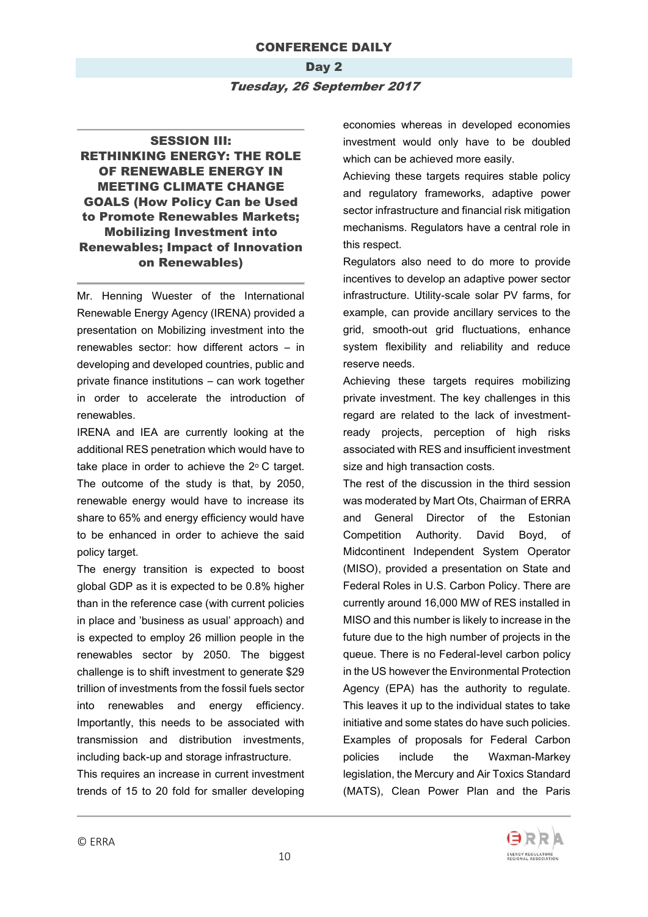## SESSION III: RETHINKING ENERGY: THE ROLE OF RENEWABLE ENERGY IN MEETING CLIMATE CHANGE GOALS (How Policy Can be Used to Promote Renewables Markets; Mobilizing Investment into Renewables; Impact of Innovation on Renewables)

Mr. Henning Wuester of the International Renewable Energy Agency (IRENA) provided a presentation on Mobilizing investment into the renewables sector: how different actors – in developing and developed countries, public and private finance institutions – can work together in order to accelerate the introduction of renewables.

IRENA and IEA are currently looking at the additional RES penetration which would have to take place in order to achieve the 2$^{o}$ C target. The outcome of the study is that, by 2050, renewable energy would have to increase its share to 65% and energy efficiency would have to be enhanced in order to achieve the said policy target.

The energy transition is expected to boost global GDP as it is expected to be 0.8% higher than in the reference case (with current policies in place and 'business as usual' approach) and is expected to employ 26 million people in the renewables sector by 2050. The biggest challenge is to shift investment to generate $29 trillion of investments from the fossil fuels sector into renewables and energy efficiency. Importantly, this needs to be associated with transmission and distribution investments, including back-up and storage infrastructure.

This requires an increase in current investment trends of 15 to 20 fold for smaller developing economies whereas in developed economies investment would only have to be doubled which can be achieved more easily.

Achieving these targets requires stable policy and regulatory frameworks, adaptive power sector infrastructure and financial risk mitigation mechanisms. Regulators have a central role in this respect.

Regulators also need to do more to provide incentives to develop an adaptive power sector infrastructure. Utility-scale solar PV farms, for example, can provide ancillary services to the grid, smooth-out grid fluctuations, enhance system flexibility and reliability and reduce reserve needs.

Achieving these targets requires mobilizing private investment. The key challenges in this regard are related to the lack of investment-ready projects, perception of high risks associated with RES and insufficient investment size and high transaction costs.

The rest of the discussion in the third session was moderated by Mart Ots, Chairman of ERRA and General Director of the Estonian Competition Authority. David Boyd, of Midcontinent Independent System Operator (MISO), provided a presentation on State and Federal Roles in U.S. Carbon Policy. There are currently around 16,000 MW of RES installed in MISO and this number is likely to increase in the future due to the high number of projects in the queue. There is no Federal-level carbon policy in the US however the Environmental Protection Agency (EPA) has the authority to regulate. This leaves it up to the individual states to take initiative and some states do have such policies. Examples of proposals for Federal Carbon policies include the Waxman-Markey legislation, the Mercury and Air Toxics Standard (MATS), Clean Power Plan and the Paris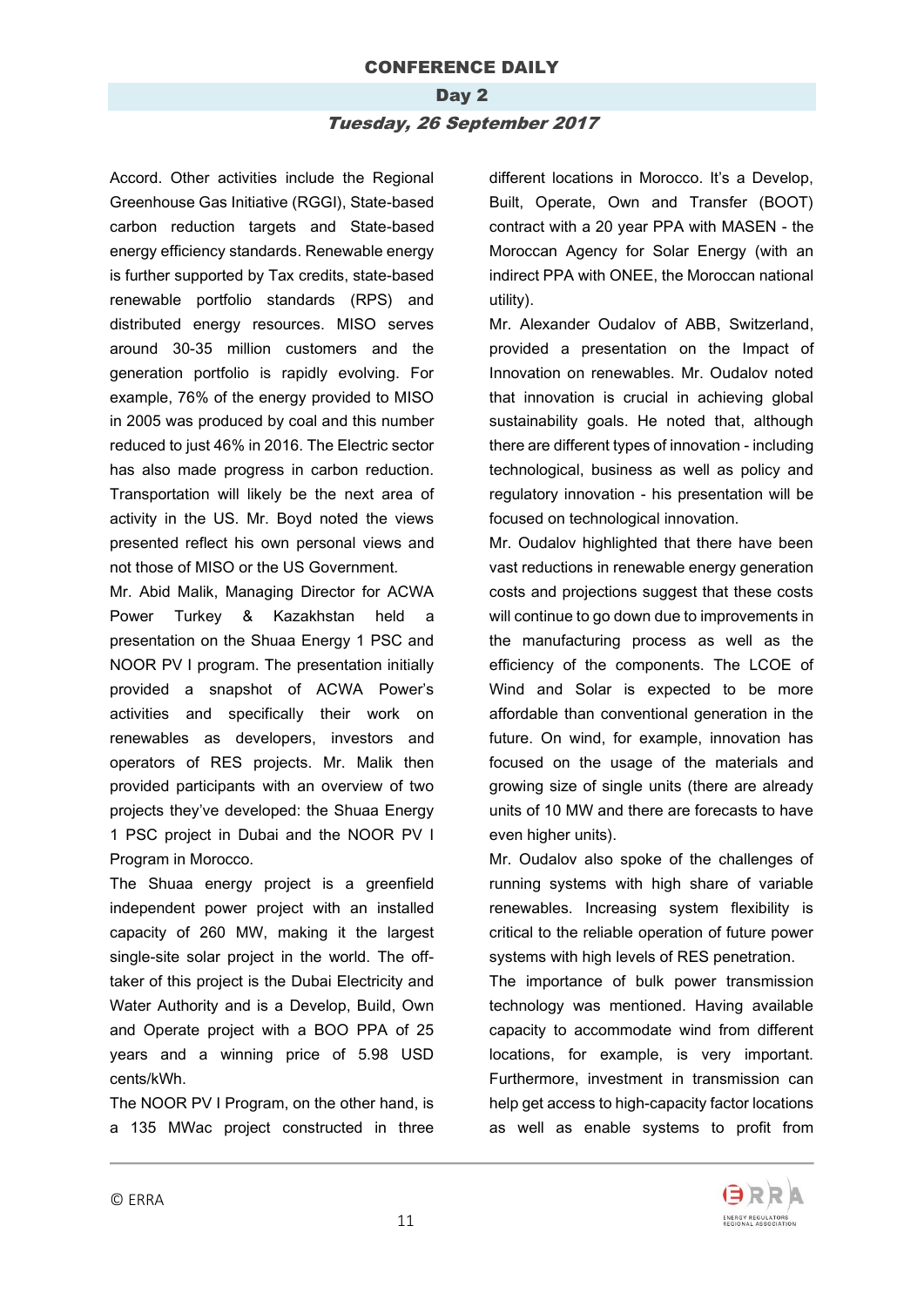Accord. Other activities include the Regional Greenhouse Gas Initiative (RGGI), State-based carbon reduction targets and State-based energy efficiency standards. Renewable energy is further supported by Tax credits, state-based renewable portfolio standards (RPS) and distributed energy resources. MISO serves around 30-35 million customers and the generation portfolio is rapidly evolving. For example, 76% of the energy provided to MISO in 2005 was produced by coal and this number reduced to just 46% in 2016. The Electric sector has also made progress in carbon reduction. Transportation will likely be the next area of activity in the US. Mr. Boyd noted the views presented reflect his own personal views and not those of MISO or the US Government.

Mr. Abid Malik, Managing Director for ACWA Power Turkey & Kazakhstan held a presentation on the Shuaa Energy 1 PSC and NOOR PV I program. The presentation initially provided a snapshot of ACWA Power's activities and specifically their work on renewables as developers, investors and operators of RES projects. Mr. Malik then provided participants with an overview of two projects they've developed: the Shuaa Energy 1 PSC project in Dubai and the NOOR PV I Program in Morocco.

The Shuaa energy project is a greenfield independent power project with an installed capacity of 260 MW, making it the largest single-site solar project in the world. The off-taker of this project is the Dubai Electricity and Water Authority and is a Develop, Build, Own and Operate project with a BOO PPA of 25 years and a winning price of 5.98 USD cents/kWh.

The NOOR PV I Program, on the other hand, is a 135 MWac project constructed in three different locations in Morocco. It's a Develop, Built, Operate, Own and Transfer (BOOT) contract with a 20 year PPA with MASEN - the Moroccan Agency for Solar Energy (with an indirect PPA with ONEE, the Moroccan national utility).

Mr. Alexander Oudalov of ABB, Switzerland, provided a presentation on the Impact of Innovation on renewables. Mr. Oudalov noted that innovation is crucial in achieving global sustainability goals. He noted that, although there are different types of innovation - including technological, business as well as policy and regulatory innovation - his presentation will be focused on technological innovation.

Mr. Oudalov highlighted that there have been vast reductions in renewable energy generation costs and projections suggest that these costs will continue to go down due to improvements in the manufacturing process as well as the efficiency of the components. The LCOE of Wind and Solar is expected to be more affordable than conventional generation in the future. On wind, for example, innovation has focused on the usage of the materials and growing size of single units (there are already units of 10 MW and there are forecasts to have even higher units).

Mr. Oudalov also spoke of the challenges of running systems with high share of variable renewables. Increasing system flexibility is critical to the reliable operation of future power systems with high levels of RES penetration.

The importance of bulk power transmission technology was mentioned. Having available capacity to accommodate wind from different locations, for example, is very important. Furthermore, investment in transmission can help get access to high-capacity factor locations as well as enable systems to profit from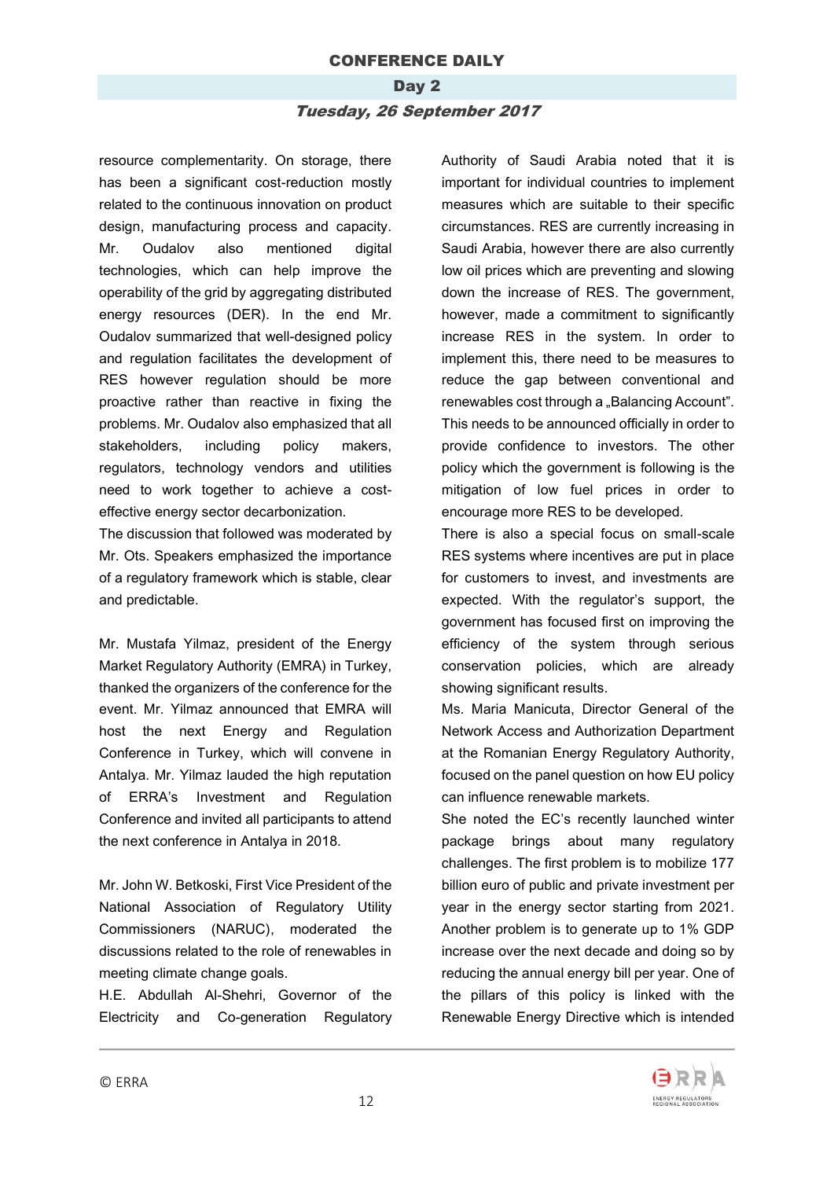resource complementarity. On storage, there has been a significant cost-reduction mostly related to the continuous innovation on product design, manufacturing process and capacity. Mr. Oudalov also mentioned digital technologies, which can help improve the operability of the grid by aggregating distributed energy resources (DER). In the end Mr. Oudalov summarized that well-designed policy and regulation facilitates the development of RES however regulation should be more proactive rather than reactive in fixing the problems. Mr. Oudalov also emphasized that all stakeholders, including policy makers, regulators, technology vendors and utilities need to work together to achieve a cost-effective energy sector decarbonization.

The discussion that followed was moderated by Mr. Ots. Speakers emphasized the importance of a regulatory framework which is stable, clear and predictable.

Mr. Mustafa Yilmaz, president of the Energy Market Regulatory Authority (EMRA) in Turkey, thanked the organizers of the conference for the event. Mr. Yilmaz announced that EMRA will host the next Energy and Regulation Conference in Turkey, which will convene in Antalya. Mr. Yilmaz lauded the high reputation of ERRA's Investment and Regulation Conference and invited all participants to attend the next conference in Antalya in 2018.

Mr. John W. Betkoski, First Vice President of the National Association of Regulatory Utility Commissioners (NARUC), moderated the discussions related to the role of renewables in meeting climate change goals.

H.E. Abdullah Al-Shehri, Governor of the Electricity and Co-generation Regulatory Authority of Saudi Arabia noted that it is important for individual countries to implement measures which are suitable to their specific circumstances. RES are currently increasing in Saudi Arabia, however there are also currently low oil prices which are preventing and slowing down the increase of RES. The government, however, made a commitment to significantly increase RES in the system. In order to implement this, there need to be measures to reduce the gap between conventional and renewables cost through a „Balancing Account". This needs to be announced officially in order to provide confidence to investors. The other policy which the government is following is the mitigation of low fuel prices in order to encourage more RES to be developed.

There is also a special focus on small-scale RES systems where incentives are put in place for customers to invest, and investments are expected. With the regulator's support, the government has focused first on improving the efficiency of the system through serious conservation policies, which are already showing significant results.

Ms. Maria Manicuta, Director General of the Network Access and Authorization Department at the Romanian Energy Regulatory Authority, focused on the panel question on how EU policy can influence renewable markets.

She noted the EC's recently launched winter package brings about many regulatory challenges. The first problem is to mobilize 177 billion euro of public and private investment per year in the energy sector starting from 2021. Another problem is to generate up to 1% GDP increase over the next decade and doing so by reducing the annual energy bill per year. One of the pillars of this policy is linked with the Renewable Energy Directive which is intended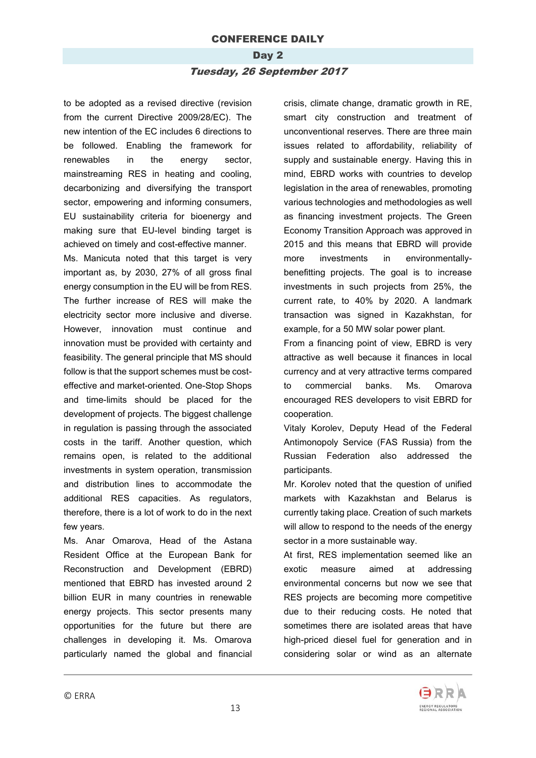to be adopted as a revised directive (revision from the current Directive 2009/28/EC). The new intention of the EC includes 6 directions to be followed. Enabling the framework for renewables in the energy sector, mainstreaming RES in heating and cooling, decarbonizing and diversifying the transport sector, empowering and informing consumers, EU sustainability criteria for bioenergy and making sure that EU-level binding target is achieved on timely and cost-effective manner.

Ms. Manicuta noted that this target is very important as, by 2030, 27% of all gross final energy consumption in the EU will be from RES. The further increase of RES will make the electricity sector more inclusive and diverse. However, innovation must continue and innovation must be provided with certainty and feasibility. The general principle that MS should follow is that the support schemes must be cost-effective and market-oriented. One-Stop Shops and time-limits should be placed for the development of projects. The biggest challenge in regulation is passing through the associated costs in the tariff. Another question, which remains open, is related to the additional investments in system operation, transmission and distribution lines to accommodate the additional RES capacities. As regulators, therefore, there is a lot of work to do in the next few years.

Ms. Anar Omarova, Head of the Astana Resident Office at the European Bank for Reconstruction and Development (EBRD) mentioned that EBRD has invested around 2 billion EUR in many countries in renewable energy projects. This sector presents many opportunities for the future but there are challenges in developing it. Ms. Omarova particularly named the global and financial crisis, climate change, dramatic growth in RE, smart city construction and treatment of unconventional reserves. There are three main issues related to affordability, reliability of supply and sustainable energy. Having this in mind, EBRD works with countries to develop legislation in the area of renewables, promoting various technologies and methodologies as well as financing investment projects. The Green Economy Transition Approach was approved in 2015 and this means that EBRD will provide more investments in environmentally-benefitting projects. The goal is to increase investments in such projects from 25%, the current rate, to 40% by 2020. A landmark transaction was signed in Kazakhstan, for example, for a 50 MW solar power plant.

From a financing point of view, EBRD is very attractive as well because it finances in local currency and at very attractive terms compared to commercial banks. Ms. Omarova encouraged RES developers to visit EBRD for cooperation.

Vitaly Korolev, Deputy Head of the Federal Antimonopoly Service (FAS Russia) from the Russian Federation also addressed the participants.

Mr. Korolev noted that the question of unified markets with Kazakhstan and Belarus is currently taking place. Creation of such markets will allow to respond to the needs of the energy sector in a more sustainable way.

At first, RES implementation seemed like an exotic measure aimed at addressing environmental concerns but now we see that RES projects are becoming more competitive due to their reducing costs. He noted that sometimes there are isolated areas that have high-priced diesel fuel for generation and in considering solar or wind as an alternate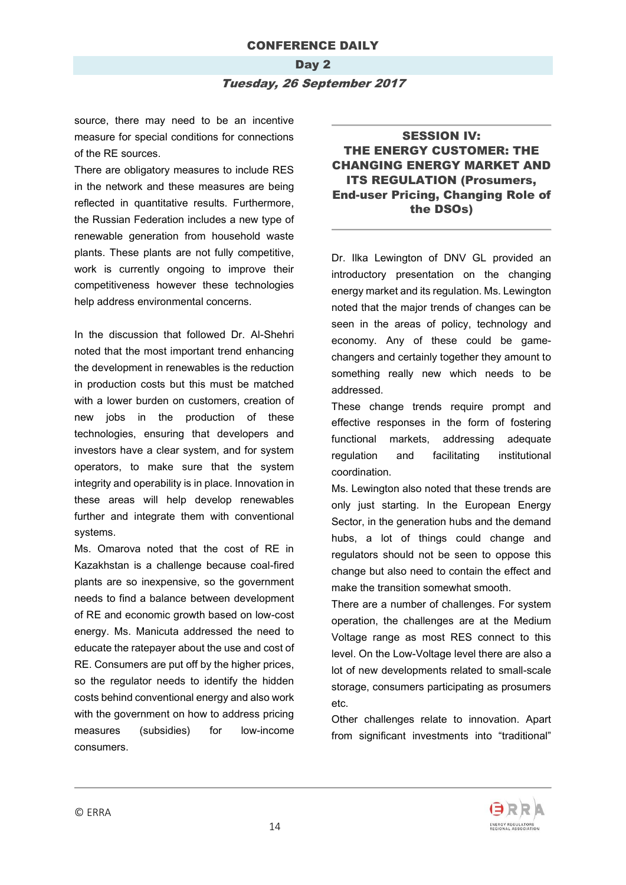source, there may need to be an incentive measure for special conditions for connections of the RE sources.

There are obligatory measures to include RES in the network and these measures are being reflected in quantitative results. Furthermore, the Russian Federation includes a new type of renewable generation from household waste plants. These plants are not fully competitive, work is currently ongoing to improve their competitiveness however these technologies help address environmental concerns.

In the discussion that followed Dr. Al-Shehri noted that the most important trend enhancing the development in renewables is the reduction in production costs but this must be matched with a lower burden on customers, creation of new jobs in the production of these technologies, ensuring that developers and investors have a clear system, and for system operators, to make sure that the system integrity and operability is in place. Innovation in these areas will help develop renewables further and integrate them with conventional systems.

Ms. Omarova noted that the cost of RE in Kazakhstan is a challenge because coal-fired plants are so inexpensive, so the government needs to find a balance between development of RE and economic growth based on low-cost energy. Ms. Manicuta addressed the need to educate the ratepayer about the use and cost of RE. Consumers are put off by the higher prices, so the regulator needs to identify the hidden costs behind conventional energy and also work with the government on how to address pricing measures (subsidies) for low-income consumers.

## SESSION IV: THE ENERGY CUSTOMER: THE CHANGING ENERGY MARKET AND ITS REGULATION (Prosumers, End-user Pricing, Changing Role of the DSOs)

Dr. Ilka Lewington of DNV GL provided an introductory presentation on the changing energy market and its regulation. Ms. Lewington noted that the major trends of changes can be seen in the areas of policy, technology and economy. Any of these could be game-changers and certainly together they amount to something really new which needs to be addressed.

These change trends require prompt and effective responses in the form of fostering functional markets, addressing adequate regulation and facilitating institutional coordination.

Ms. Lewington also noted that these trends are only just starting. In the European Energy Sector, in the generation hubs and the demand hubs, a lot of things could change and regulators should not be seen to oppose this change but also need to contain the effect and make the transition somewhat smooth.

There are a number of challenges. For system operation, the challenges are at the Medium Voltage range as most RES connect to this level. On the Low-Voltage level there are also a lot of new developments related to small-scale storage, consumers participating as prosumers etc.

Other challenges relate to innovation. Apart from significant investments into “traditional”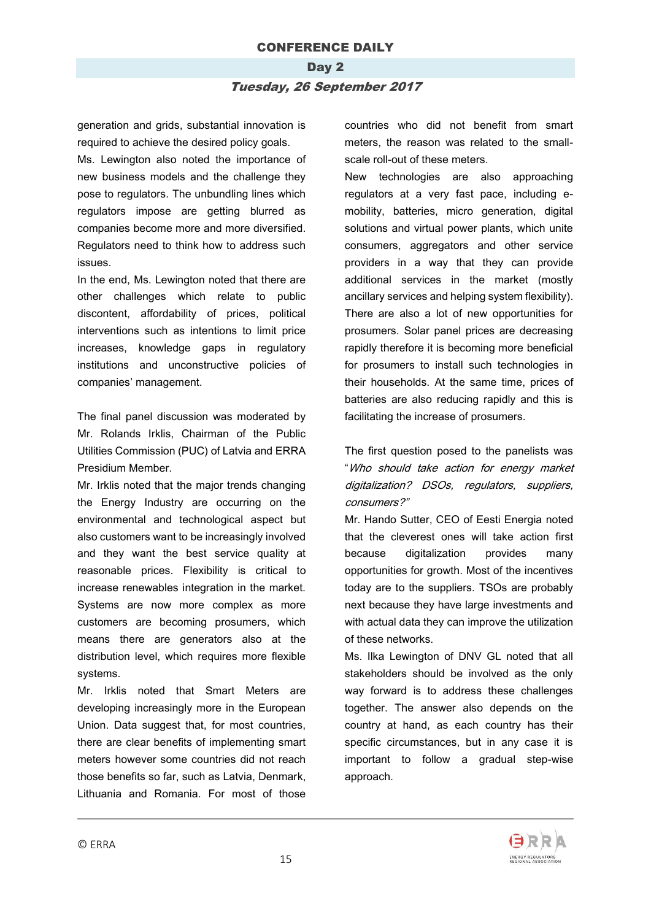generation and grids, substantial innovation is required to achieve the desired policy goals.

Ms. Lewington also noted the importance of new business models and the challenge they pose to regulators. The unbundling lines which regulators impose are getting blurred as companies become more and more diversified. Regulators need to think how to address such issues.

In the end, Ms. Lewington noted that there are other challenges which relate to public discontent, affordability of prices, political interventions such as intentions to limit price increases, knowledge gaps in regulatory institutions and unconstructive policies of companies' management.

The final panel discussion was moderated by Mr. Rolands Irklis, Chairman of the Public Utilities Commission (PUC) of Latvia and ERRA Presidium Member.

Mr. Irklis noted that the major trends changing the Energy Industry are occurring on the environmental and technological aspect but also customers want to be increasingly involved and they want the best service quality at reasonable prices. Flexibility is critical to increase renewables integration in the market. Systems are now more complex as more customers are becoming prosumers, which means there are generators also at the distribution level, which requires more flexible systems.

Mr. Irklis noted that Smart Meters are developing increasingly more in the European Union. Data suggest that, for most countries, there are clear benefits of implementing smart meters however some countries did not reach those benefits so far, such as Latvia, Denmark, Lithuania and Romania. For most of those countries who did not benefit from smart meters, the reason was related to the small-scale roll-out of these meters.

New technologies are also approaching regulators at a very fast pace, including e-mobility, batteries, micro generation, digital solutions and virtual power plants, which unite consumers, aggregators and other service providers in a way that they can provide additional services in the market (mostly ancillary services and helping system flexibility). There are also a lot of new opportunities for prosumers. Solar panel prices are decreasing rapidly therefore it is becoming more beneficial for prosumers to install such technologies in their households. At the same time, prices of batteries are also reducing rapidly and this is facilitating the increase of prosumers.

The first question posed to the panelists was "*Who should take action for energy market digitalization? DSOs, regulators, suppliers, consumers?*"

Mr. Hando Sutter, CEO of Eesti Energia noted that the cleverest ones will take action first because digitalization provides many opportunities for growth. Most of the incentives today are to the suppliers. TSOs are probably next because they have large investments and with actual data they can improve the utilization of these networks.

Ms. Ilka Lewington of DNV GL noted that all stakeholders should be involved as the only way forward is to address these challenges together. The answer also depends on the country at hand, as each country has their specific circumstances, but in any case it is important to follow a gradual step-wise approach.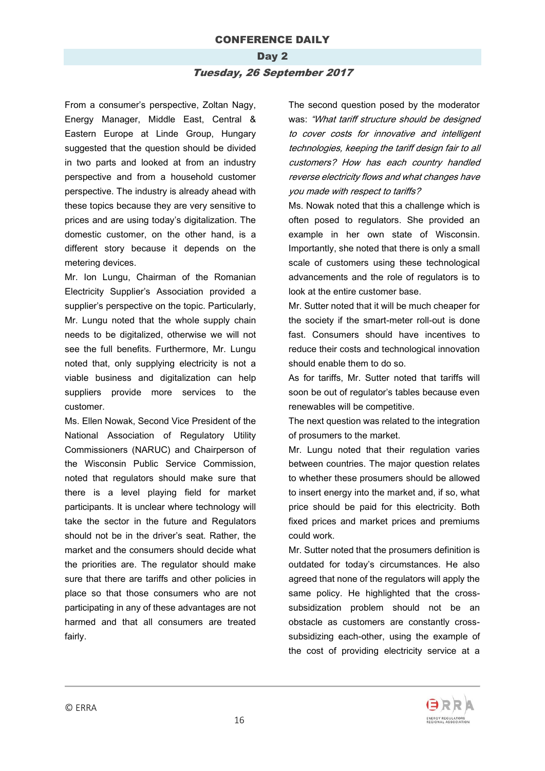From a consumer's perspective, Zoltan Nagy, Energy Manager, Middle East, Central & Eastern Europe at Linde Group, Hungary suggested that the question should be divided in two parts and looked at from an industry perspective and from a household customer perspective. The industry is already ahead with these topics because they are very sensitive to prices and are using today's digitalization. The domestic customer, on the other hand, is a different story because it depends on the metering devices.

Mr. Ion Lungu, Chairman of the Romanian Electricity Supplier's Association provided a supplier's perspective on the topic. Particularly, Mr. Lungu noted that the whole supply chain needs to be digitalized, otherwise we will not see the full benefits. Furthermore, Mr. Lungu noted that, only supplying electricity is not a viable business and digitalization can help suppliers provide more services to the customer.

Ms. Ellen Nowak, Second Vice President of the National Association of Regulatory Utility Commissioners (NARUC) and Chairperson of the Wisconsin Public Service Commission, noted that regulators should make sure that there is a level playing field for market participants. It is unclear where technology will take the sector in the future and Regulators should not be in the driver's seat. Rather, the market and the consumers should decide what the priorities are. The regulator should make sure that there are tariffs and other policies in place so that those consumers who are not participating in any of these advantages are not harmed and that all consumers are treated fairly.

The second question posed by the moderator was: *"What tariff structure should be designed to cover costs for innovative and intelligent technologies, keeping the tariff design fair to all customers? How has each country handled reverse electricity flows and what changes have you made with respect to tariffs?*

Ms. Nowak noted that this a challenge which is often posed to regulators. She provided an example in her own state of Wisconsin. Importantly, she noted that there is only a small scale of customers using these technological advancements and the role of regulators is to look at the entire customer base.

Mr. Sutter noted that it will be much cheaper for the society if the smart-meter roll-out is done fast. Consumers should have incentives to reduce their costs and technological innovation should enable them to do so.

As for tariffs, Mr. Sutter noted that tariffs will soon be out of regulator's tables because even renewables will be competitive.

The next question was related to the integration of prosumers to the market.

Mr. Lungu noted that their regulation varies between countries. The major question relates to whether these prosumers should be allowed to insert energy into the market and, if so, what price should be paid for this electricity. Both fixed prices and market prices and premiums could work.

Mr. Sutter noted that the prosumers definition is outdated for today's circumstances. He also agreed that none of the regulators will apply the same policy. He highlighted that the cross-subsidization problem should not be an obstacle as customers are constantly cross-subsidizing each-other, using the example of the cost of providing electricity service at a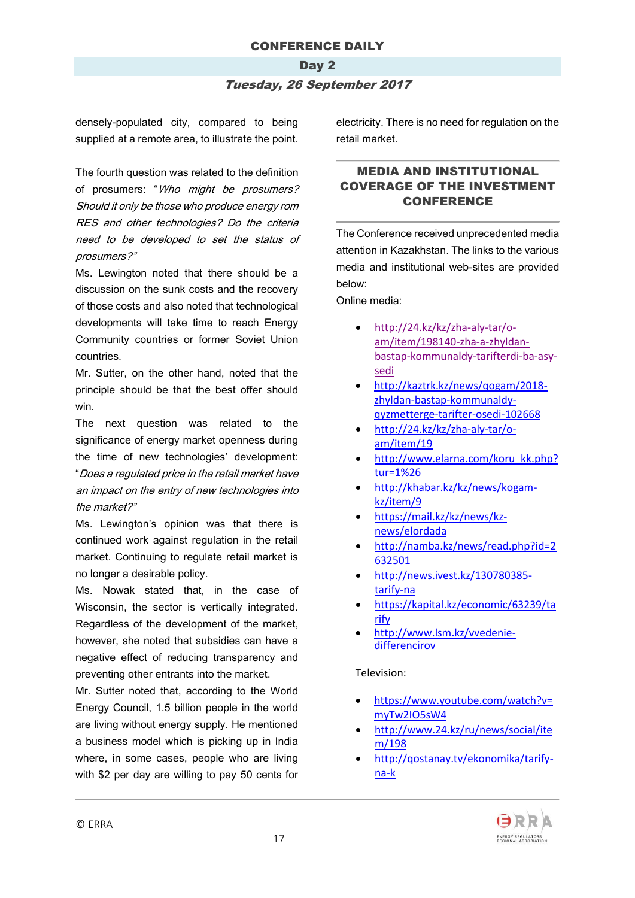densely-populated city, compared to being supplied at a remote area, to illustrate the point.

The fourth question was related to the definition of prosumers: "*Who might be prosumers? Should it only be those who produce energy rom RES and other technologies? Do the criteria need to be developed to set the status of prosumers?*"

Ms. Lewington noted that there should be a discussion on the sunk costs and the recovery of those costs and also noted that technological developments will take time to reach Energy Community countries or former Soviet Union countries.

Mr. Sutter, on the other hand, noted that the principle should be that the best offer should win.

The next question was related to the significance of energy market openness during the time of new technologies' development: "*Does a regulated price in the retail market have an impact on the entry of new technologies into the market?*"

Ms. Lewington's opinion was that there is continued work against regulation in the retail market. Continuing to regulate retail market is no longer a desirable policy.

Ms. Nowak stated that, in the case of Wisconsin, the sector is vertically integrated. Regardless of the development of the market, however, she noted that subsidies can have a negative effect of reducing transparency and preventing other entrants into the market.

Mr. Sutter noted that, according to the World Energy Council, 1.5 billion people in the world are living without energy supply. He mentioned a business model which is picking up in India where, in some cases, people who are living with $2 per day are willing to pay 50 cents for electricity. There is no need for regulation on the retail market.

## MEDIA AND INSTITUTIONAL COVERAGE OF THE INVESTMENT CONFERENCE

The Conference received unprecedented media attention in Kazakhstan. The links to the various media and institutional web-sites are provided below:

Online media:

- http://24.kz/kz/zha-aly-tar/o-am/item/198140-zha-a-zhyldan-bastap-kommunaldy-tarifterdi-ba-asy-sedi
- http://kaztrk.kz/news/qogam/2018-zhyldan-bastap-kommunaldy-qyzmetterge-tarifter-osedi-102668
- http://24.kz/kz/zha-aly-tar/o-am/item/19
- http://www.elarna.com/koru_kk.php?tur=1%26
- http://khabar.kz/kz/news/kogam-kz/item/9
- https://mail.kz/kz/news/kz-news/elordada
- http://namba.kz/news/read.php?id=2632501
- http://news.ivest.kz/130780385-tarify-na
- https://kapital.kz/economic/63239/tarify
- http://www.lsm.kz/vvedenie-differencirov

Television:

- https://www.youtube.com/watch?v=myTw2IO5sW4
- http://www.24.kz/ru/news/social/item/198
- http://qostanay.tv/ekonomika/tarify-na-k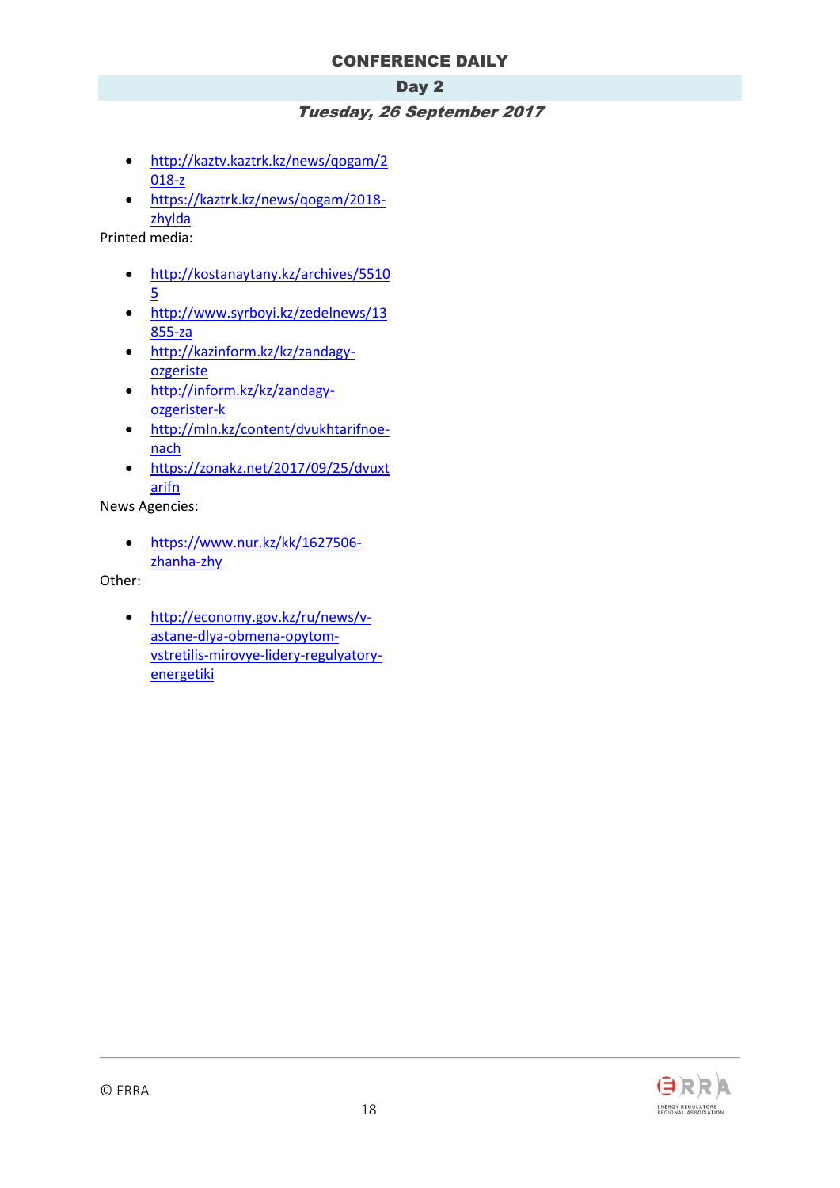- http://kaztv.kaztrk.kz/news/qogam/2018-z
- https://kaztrk.kz/news/qogam/2018-zhylda

Printed media:

- http://kostanaytany.kz/archives/55105
- http://www.syrboyi.kz/zedelnews/13855-za
- http://kazinform.kz/kz/zandagy-ozgeriste
- http://inform.kz/kz/zandagy-ozgerister-k
- http://mln.kz/content/dvukhtarifnoe-nach
- https://zonakz.net/2017/09/25/dvuxtarifn

News Agencies:

- https://www.nur.kz/kk/1627506-zhanha-zhy

Other:

- http://economy.gov.kz/ru/news/v-astane-dlya-obmena-opytom-vstretilis-mirovye-lidery-regulyatory-energetiki